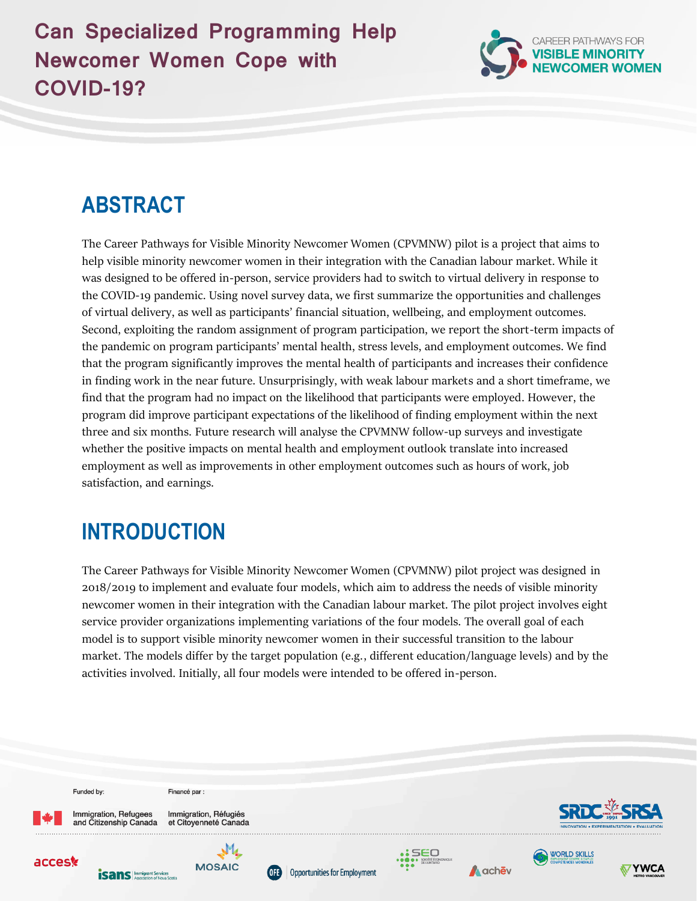# Can Specialized Programming Help Newcomer Women Cope with COVID-19?

CAREER PATHWAYS FOR **VISIBLE MINORITY NEWCOMER WOMEN**

## ABSTRACT

The Career Pathways for Visible Minority Newcomer Women (CPVMNW) pilot is a project that aims to help visible minority newcomer women in their integration with the Canadian labour market. While it was designed to be offered in-person, service providers had to switch to virtual delivery in response to the COVID-19 pandemic. Using novel survey data, we first summarize the opportunities and challenges of virtual delivery, as well as participants' financial situation, wellbeing, and employment outcomes. Second, exploiting the random assignment of program participation, we report the short-term impacts of the pandemic on program participants' mental health, stress levels, and employment outcomes. We find that the program significantly improves the mental health of participants and increases their confidence in finding work in the near future. Unsurprisingly, with weak labour markets and a short timeframe, we find that the program had no impact on the likelihood that participants were employed. However, the program did improve participant expectations of the likelihood of finding employment within the next three and six months. Future research will analyse the CPVMNW follow-up surveys and investigate whether the positive impacts on mental health and employment outlook translate into increased employment as well as improvements in other employment outcomes such as hours of work, job satisfaction, and earnings.

## INTRODUCTION

The Career Pathways for Visible Minority Newcomer Women (CPVMNW) pilot project was designed in 2018/2019 to implement and evaluate four models, which aim to address the needs of visible minority newcomer women in their integration with the Canadian labour market. The pilot project involves eight service provider organizations implementing variations of the four models. The overall goal of each model is to support visible minority newcomer women in their successful transition to the labour market. The models differ by the target population (e.g., different education/language levels) and by the activities involved. Initially, all four models were intended to be offered in-person.

Funded by: Immigration, Refugees and Citizenship Canada

Financé par : Immigration, Réfugiés et Citoyenneté Canada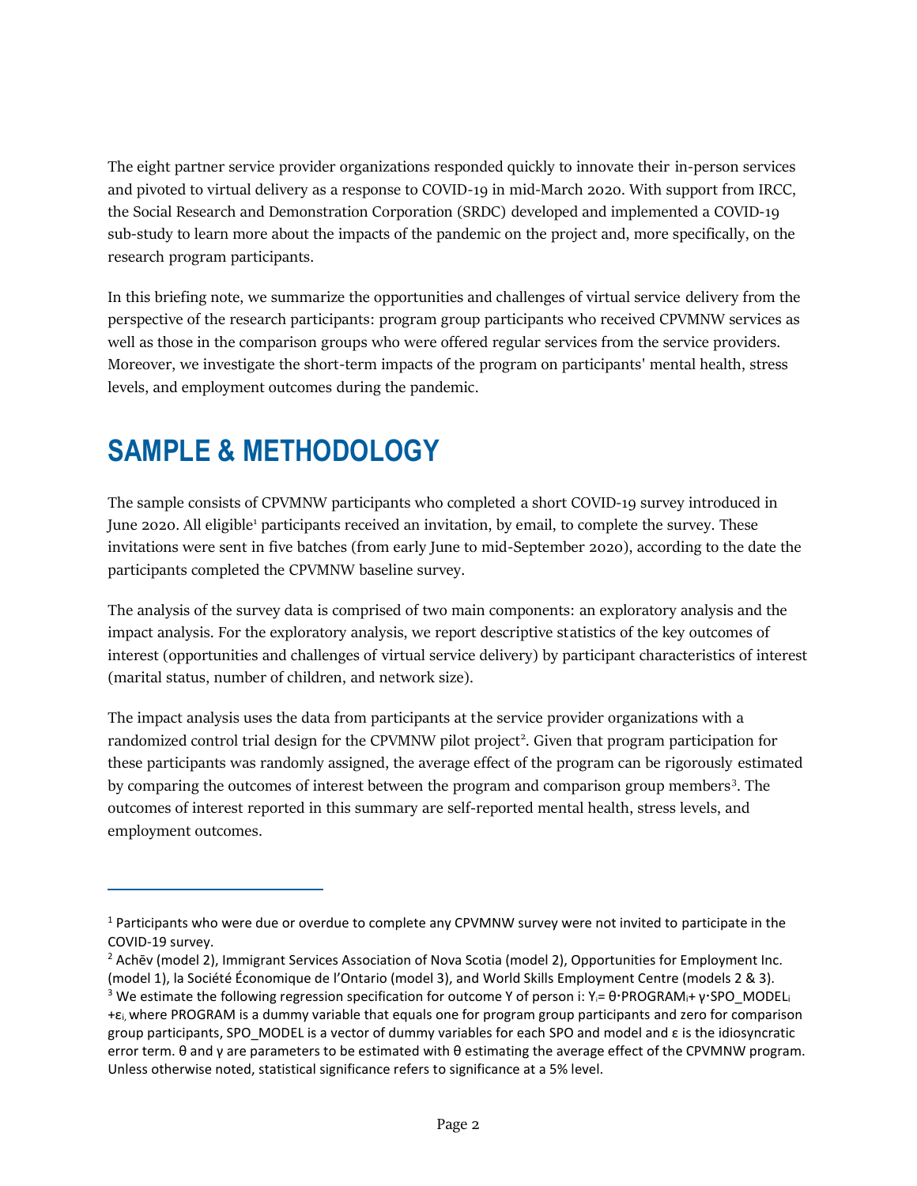The eight partner service provider organizations responded quickly to innovate their in-person services and pivoted to virtual delivery as a response to COVID-19 in mid-March 2020. With support from IRCC, the Social Research and Demonstration Corporation (SRDC) developed and implemented a COVID-19 sub-study to learn more about the impacts of the pandemic on the project and, more specifically, on the research program participants.

In this briefing note, we summarize the opportunities and challenges of virtual service delivery from the perspective of the research participants: program group participants who received CPVMNW services as well as those in the comparison groups who were offered regular services from the service providers. Moreover, we investigate the short-term impacts of the program on participants' mental health, stress levels, and employment outcomes during the pandemic.

# SAMPLE & METHODOLOGY

The sample consists of CPVMNW participants who completed a short COVID-19 survey introduced in June 2020. All eligible[1] participants received an invitation, by email, to complete the survey. These invitations were sent in five batches (from early June to mid-September 2020), according to the date the participants completed the CPVMNW baseline survey.

The analysis of the survey data is comprised of two main components: an exploratory analysis and the impact analysis. For the exploratory analysis, we report descriptive statistics of the key outcomes of interest (opportunities and challenges of virtual service delivery) by participant characteristics of interest (marital status, number of children, and network size).

The impact analysis uses the data from participants at the service provider organizations with a randomized control trial design for the CPVMNW pilot project[2]. Given that program participation for these participants was randomly assigned, the average effect of the program can be rigorously estimated by comparing the outcomes of interest between the program and comparison group members[3]. The outcomes of interest reported in this summary are self-reported mental health, stress levels, and employment outcomes.

---

[1] Participants who were due or overdue to complete any CPVMNW survey were not invited to participate in the COVID-19 survey.

[2] Achēv (model 2), Immigrant Services Association of Nova Scotia (model 2), Opportunities for Employment Inc. (model 1), la Société Économique de l'Ontario (model 3), and World Skills Employment Centre (models 2 & 3).

[3] We estimate the following regression specification for outcome Y of person i: $Y_i = \theta \cdot PROGRAM_i + \gamma \cdot SPO\_MODEL_i + \varepsilon_i$, where PROGRAM is a dummy variable that equals one for program group participants and zero for comparison group participants, SPO_MODEL is a vector of dummy variables for each SPO and model and $\varepsilon$ is the idiosyncratic error term. $\theta$ and $\gamma$ are parameters to be estimated with $\theta$ estimating the average effect of the CPVMNW program. Unless otherwise noted, statistical significance refers to significance at a 5% level.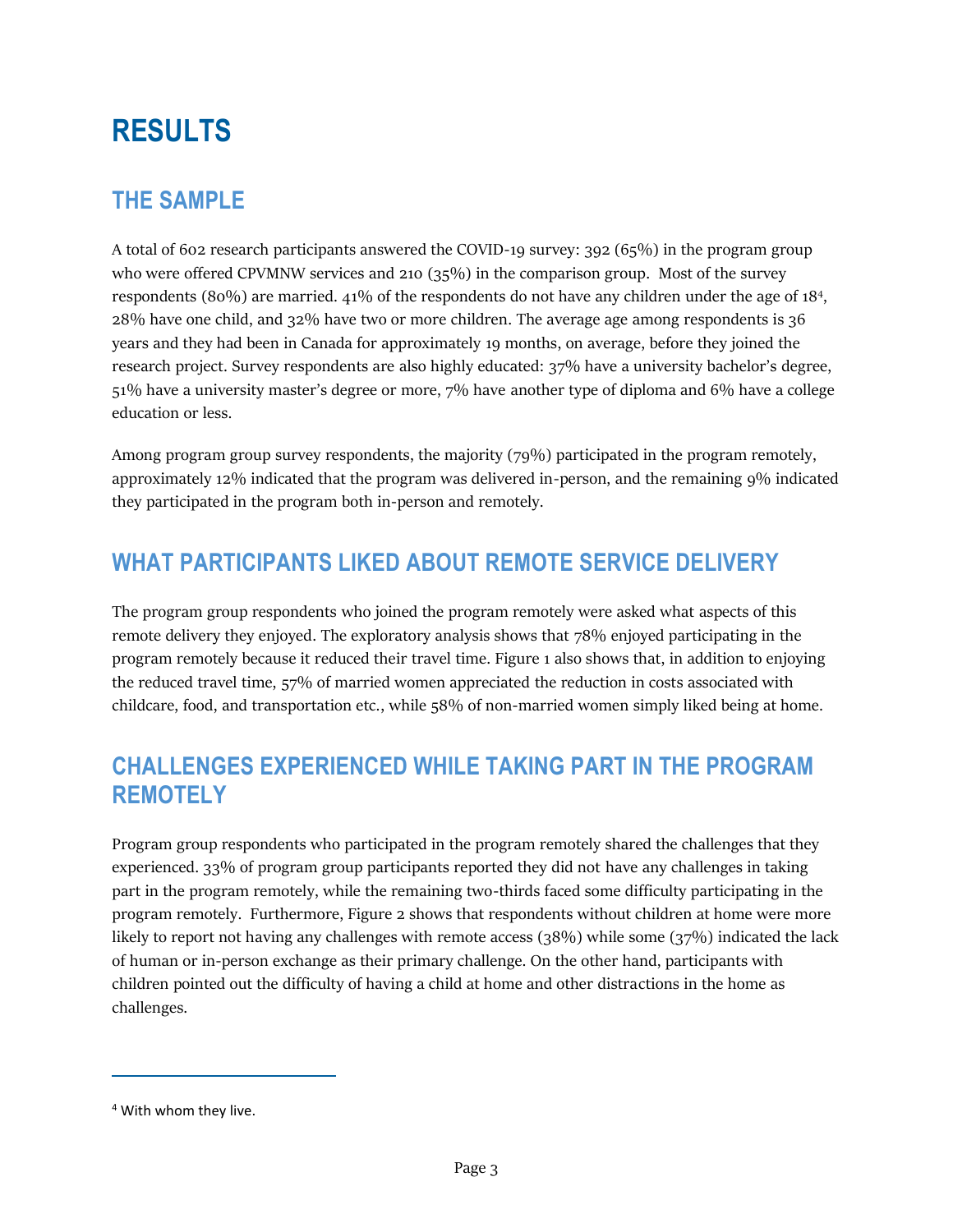# RESULTS

## THE SAMPLE

A total of 602 research participants answered the COVID-19 survey: 392 (65%) in the program group who were offered CPVMNW services and 210 (35%) in the comparison group. Most of the survey respondents (80%) are married. 41% of the respondents do not have any children under the age of 18[4], 28% have one child, and 32% have two or more children. The average age among respondents is 36 years and they had been in Canada for approximately 19 months, on average, before they joined the research project. Survey respondents are also highly educated: 37% have a university bachelor's degree, 51% have a university master's degree or more, 7% have another type of diploma and 6% have a college education or less.

Among program group survey respondents, the majority (79%) participated in the program remotely, approximately 12% indicated that the program was delivered in-person, and the remaining 9% indicated they participated in the program both in-person and remotely.

## WHAT PARTICIPANTS LIKED ABOUT REMOTE SERVICE DELIVERY

The program group respondents who joined the program remotely were asked what aspects of this remote delivery they enjoyed. The exploratory analysis shows that 78% enjoyed participating in the program remotely because it reduced their travel time. Figure 1 also shows that, in addition to enjoying the reduced travel time, 57% of married women appreciated the reduction in costs associated with childcare, food, and transportation etc., while 58% of non-married women simply liked being at home.

## CHALLENGES EXPERIENCED WHILE TAKING PART IN THE PROGRAM REMOTELY

Program group respondents who participated in the program remotely shared the challenges that they experienced. 33% of program group participants reported they did not have any challenges in taking part in the program remotely, while the remaining two-thirds faced some difficulty participating in the program remotely. Furthermore, Figure 2 shows that respondents without children at home were more likely to report not having any challenges with remote access (38%) while some (37%) indicated the lack of human or in-person exchange as their primary challenge. On the other hand, participants with children pointed out the difficulty of having a child at home and other distractions in the home as challenges.

---

[4] With whom they live.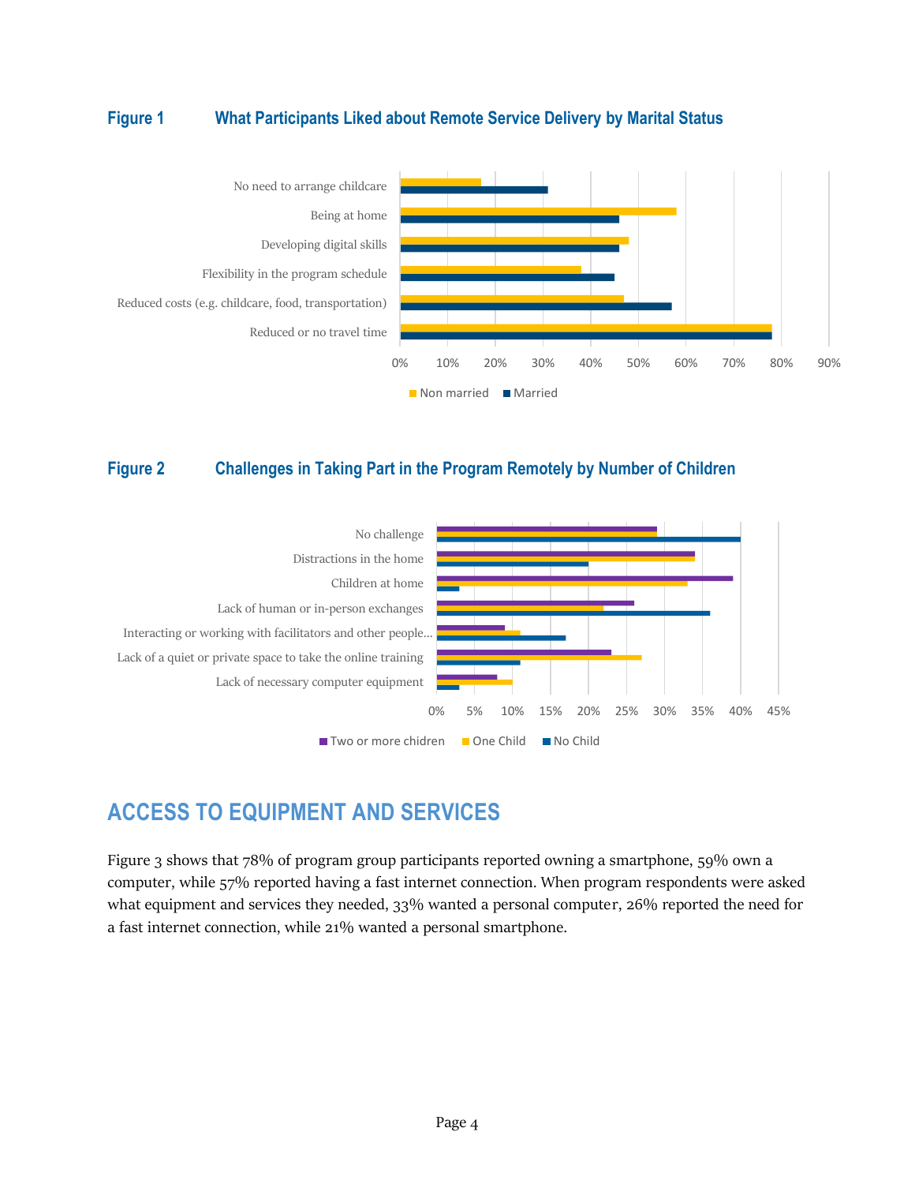**Figure 1** **What Participants Liked about Remote Service Delivery by Marital Status**

**Figure 2** **Challenges in Taking Part in the Program Remotely by Number of Children**

## ACCESS TO EQUIPMENT AND SERVICES

Figure 3 shows that 78% of program group participants reported owning a smartphone, 59% own a computer, while 57% reported having a fast internet connection. When program respondents were asked what equipment and services they needed, 33% wanted a personal computer, 26% reported the need for a fast internet connection, while 21% wanted a personal smartphone.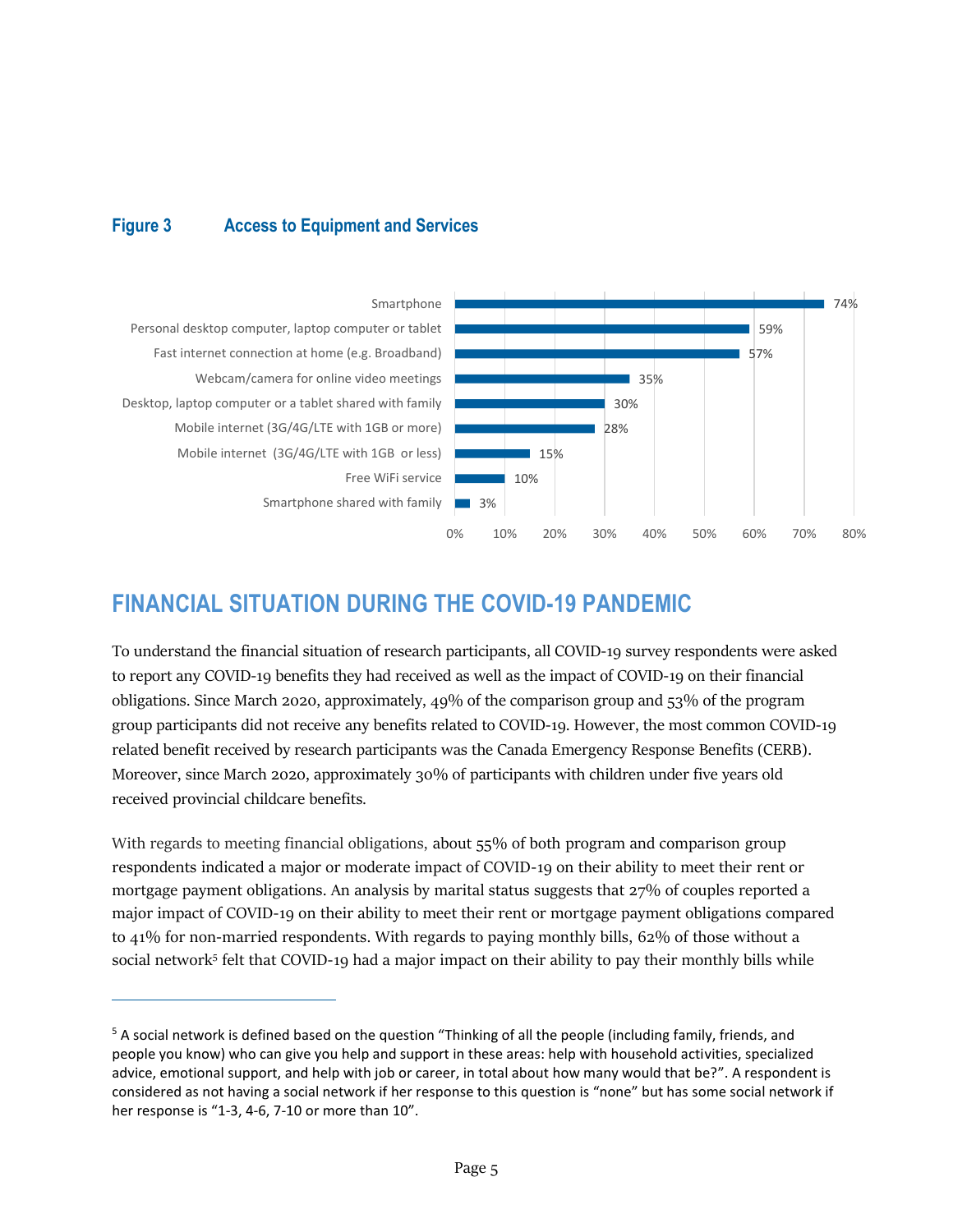**Figure 3 Access to Equipment and Services**

| Item | Percentage |
| --- | --- |
| Smartphone | 74% |
| Personal desktop computer, laptop computer or tablet | 59% |
| Fast internet connection at home (e.g. Broadband) | 57% |
| Webcam/camera for online video meetings | 35% |
| Desktop, laptop computer or a tablet shared with family | 30% |
| Mobile internet (3G/4G/LTE with 1GB or more) | 28% |
| Mobile internet (3G/4G/LTE with 1GB or less) | 15% |
| Free WiFi service | 10% |
| Smartphone shared with family | 3% |

## FINANCIAL SITUATION DURING THE COVID-19 PANDEMIC

To understand the financial situation of research participants, all COVID-19 survey respondents were asked to report any COVID-19 benefits they had received as well as the impact of COVID-19 on their financial obligations. Since March 2020, approximately, 49% of the comparison group and 53% of the program group participants did not receive any benefits related to COVID-19. However, the most common COVID-19 related benefit received by research participants was the Canada Emergency Response Benefits (CERB). Moreover, since March 2020, approximately 30% of participants with children under five years old received provincial childcare benefits.

With regards to meeting financial obligations, about 55% of both program and comparison group respondents indicated a major or moderate impact of COVID-19 on their ability to meet their rent or mortgage payment obligations. An analysis by marital status suggests that 27% of couples reported a major impact of COVID-19 on their ability to meet their rent or mortgage payment obligations compared to 41% for non-married respondents. With regards to paying monthly bills, 62% of those without a social network[5] felt that COVID-19 had a major impact on their ability to pay their monthly bills while

[5] A social network is defined based on the question "Thinking of all the people (including family, friends, and people you know) who can give you help and support in these areas: help with household activities, specialized advice, emotional support, and help with job or career, in total about how many would that be?". A respondent is considered as not having a social network if her response to this question is "none" but has some social network if her response is "1-3, 4-6, 7-10 or more than 10".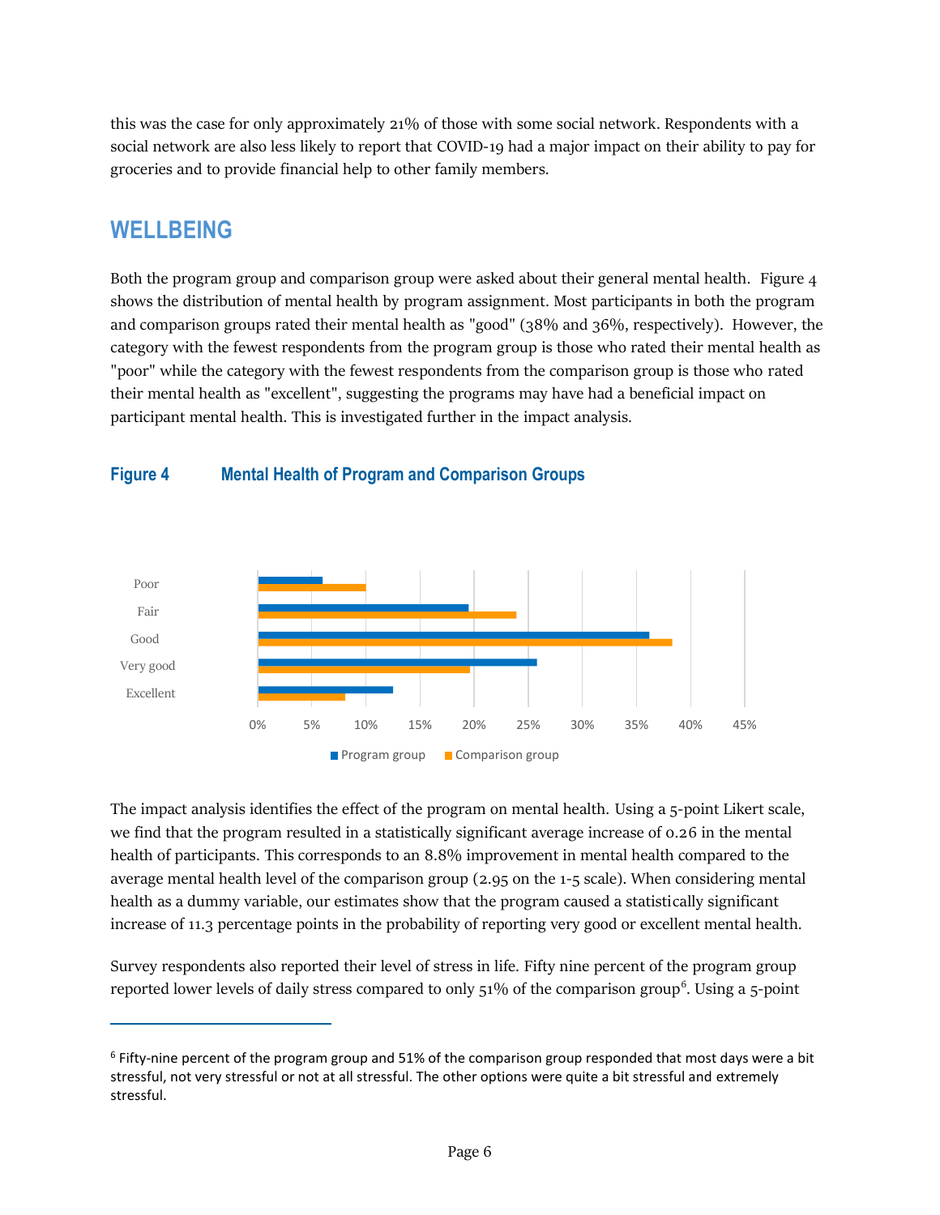this was the case for only approximately 21% of those with some social network. Respondents with a social network are also less likely to report that COVID-19 had a major impact on their ability to pay for groceries and to provide financial help to other family members.

## WELLBEING

Both the program group and comparison group were asked about their general mental health. Figure 4 shows the distribution of mental health by program assignment. Most participants in both the program and comparison groups rated their mental health as "good" (38% and 36%, respectively). However, the category with the fewest respondents from the program group is those who rated their mental health as "poor" while the category with the fewest respondents from the comparison group is those who rated their mental health as "excellent", suggesting the programs may have had a beneficial impact on participant mental health. This is investigated further in the impact analysis.

### Figure 4 Mental Health of Program and Comparison Groups

The impact analysis identifies the effect of the program on mental health. Using a 5-point Likert scale, we find that the program resulted in a statistically significant average increase of 0.26 in the mental health of participants. This corresponds to an 8.8% improvement in mental health compared to the average mental health level of the comparison group (2.95 on the 1-5 scale). When considering mental health as a dummy variable, our estimates show that the program caused a statistically significant increase of 11.3 percentage points in the probability of reporting very good or excellent mental health.

Survey respondents also reported their level of stress in life. Fifty nine percent of the program group reported lower levels of daily stress compared to only 51% of the comparison group[6]. Using a 5-point

[6] Fifty-nine percent of the program group and 51% of the comparison group responded that most days were a bit stressful, not very stressful or not at all stressful. The other options were quite a bit stressful and extremely stressful.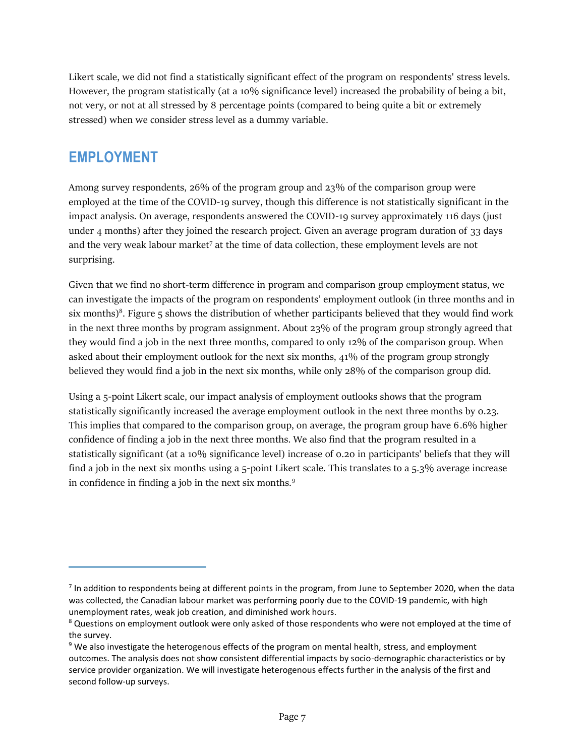Likert scale, we did not find a statistically significant effect of the program on respondents' stress levels. However, the program statistically (at a 10% significance level) increased the probability of being a bit, not very, or not at all stressed by 8 percentage points (compared to being quite a bit or extremely stressed) when we consider stress level as a dummy variable.

## EMPLOYMENT

Among survey respondents, 26% of the program group and 23% of the comparison group were employed at the time of the COVID-19 survey, though this difference is not statistically significant in the impact analysis. On average, respondents answered the COVID-19 survey approximately 116 days (just under 4 months) after they joined the research project. Given an average program duration of 33 days and the very weak labour market[7] at the time of data collection, these employment levels are not surprising.

Given that we find no short-term difference in program and comparison group employment status, we can investigate the impacts of the program on respondents' employment outlook (in three months and in six months)[8]. Figure 5 shows the distribution of whether participants believed that they would find work in the next three months by program assignment. About 23% of the program group strongly agreed that they would find a job in the next three months, compared to only 12% of the comparison group. When asked about their employment outlook for the next six months, 41% of the program group strongly believed they would find a job in the next six months, while only 28% of the comparison group did.

Using a 5-point Likert scale, our impact analysis of employment outlooks shows that the program statistically significantly increased the average employment outlook in the next three months by 0.23. This implies that compared to the comparison group, on average, the program group have 6.6% higher confidence of finding a job in the next three months. We also find that the program resulted in a statistically significant (at a 10% significance level) increase of 0.20 in participants' beliefs that they will find a job in the next six months using a 5-point Likert scale. This translates to a 5.3% average increase in confidence in finding a job in the next six months.[9]

---

[7] In addition to respondents being at different points in the program, from June to September 2020, when the data was collected, the Canadian labour market was performing poorly due to the COVID-19 pandemic, with high unemployment rates, weak job creation, and diminished work hours.

[8] Questions on employment outlook were only asked of those respondents who were not employed at the time of the survey.

[9] We also investigate the heterogenous effects of the program on mental health, stress, and employment outcomes. The analysis does not show consistent differential impacts by socio-demographic characteristics or by service provider organization. We will investigate heterogenous effects further in the analysis of the first and second follow-up surveys.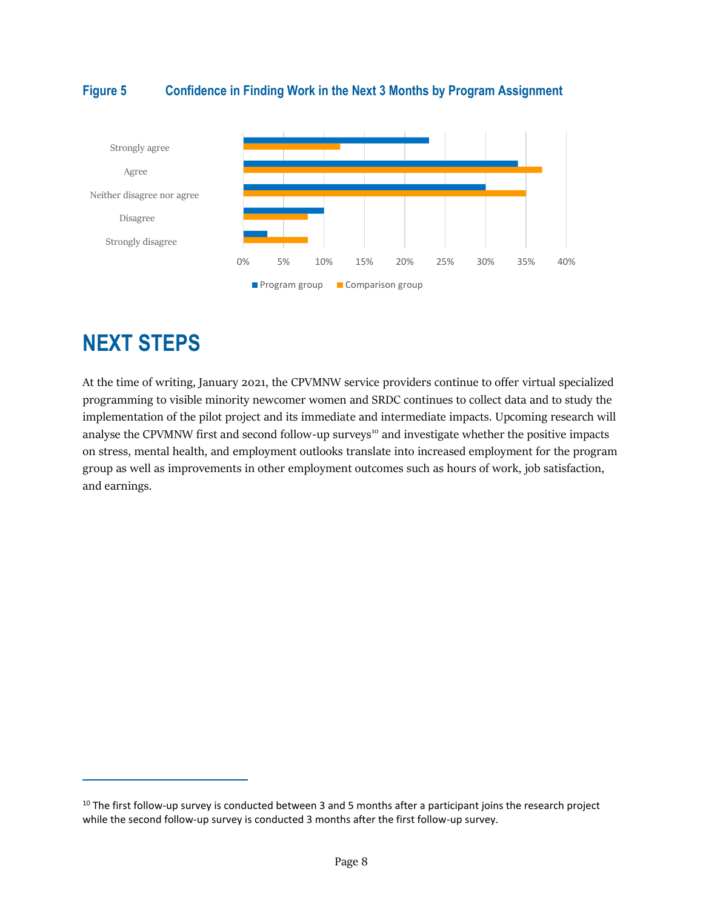**Figure 5 Confidence in Finding Work in the Next 3 Months by Program Assignment**

Strongly agree
Agree
Neither disagree nor agree
Disagree
Strongly disagree

0% 5% 10% 15% 20% 25% 30% 35% 40%

Program group Comparison group

# NEXT STEPS

At the time of writing, January 2021, the CPVMNW service providers continue to offer virtual specialized programming to visible minority newcomer women and SRDC continues to collect data and to study the implementation of the pilot project and its immediate and intermediate impacts. Upcoming research will analyse the CPVMNW first and second follow-up surveys[10] and investigate whether the positive impacts on stress, mental health, and employment outlooks translate into increased employment for the program group as well as improvements in other employment outcomes such as hours of work, job satisfaction, and earnings.

---

[10] The first follow-up survey is conducted between 3 and 5 months after a participant joins the research project while the second follow-up survey is conducted 3 months after the first follow-up survey.